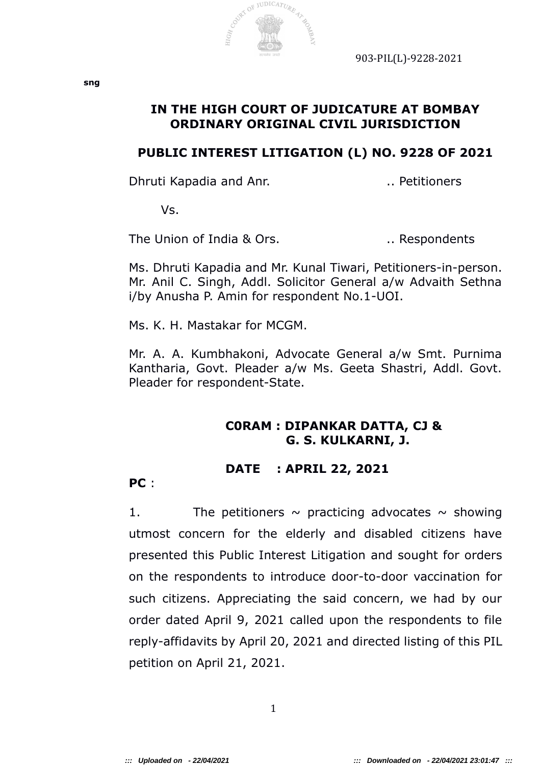903-PIL(L)-9228-2021

sng

# IN THE HIGH COURT OF JUDICATURE AT BOMBAY ORDINARY ORIGINAL CIVIL JURISDICTION

## PUBLIC INTEREST LITIGATION (L) NO. 9228 OF 2021

Dhruti Kapadia and Anr. .. Petitioners

Vs.

The Union of India & Ors. .. Respondents

Ms. Dhruti Kapadia and Mr. Kunal Tiwari, Petitioners-in-person. Mr. Anil C. Singh, Addl. Solicitor General a/w Advaith Sethna i/by Anusha P. Amin for respondent No.1-UOI.

Ms. K. H. Mastakar for MCGM.

Mr. A. A. Kumbhakoni, Advocate General a/w Smt. Purnima Kantharia, Govt. Pleader a/w Ms. Geeta Shastri, Addl. Govt. Pleader for respondent-State.

**C0RAM : DIPANKAR DATTA, CJ &**
**G. S. KULKARNI, J.**

**DATE : APRIL 22, 2021**

**PC** :

1. The petitioners ~ practicing advocates ~ showing utmost concern for the elderly and disabled citizens have presented this Public Interest Litigation and sought for orders on the respondents to introduce door-to-door vaccination for such citizens. Appreciating the said concern, we had by our order dated April 9, 2021 called upon the respondents to file reply-affidavits by April 20, 2021 and directed listing of this PIL petition on April 21, 2021.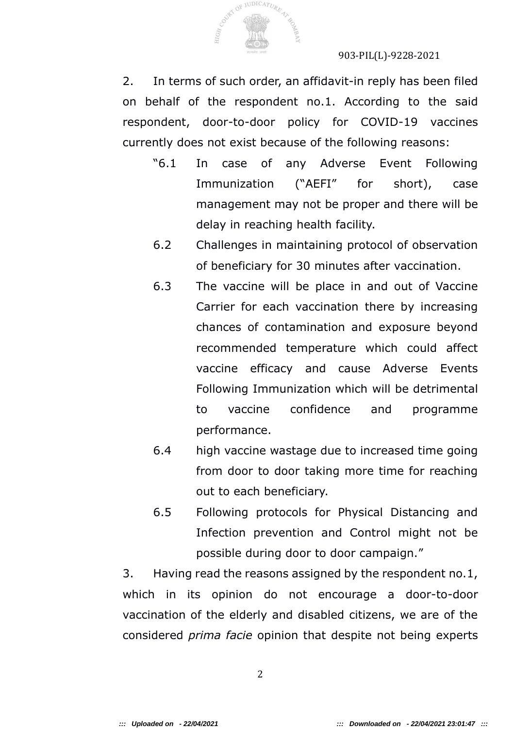2. In terms of such order, an affidavit-in reply has been filed on behalf of the respondent no.1. According to the said respondent, door-to-door policy for COVID-19 vaccines currently does not exist because of the following reasons:

> "6.1 In case of any Adverse Event Following Immunization ("AEFI" for short), case management may not be proper and there will be delay in reaching health facility.
>
> 6.2 Challenges in maintaining protocol of observation of beneficiary for 30 minutes after vaccination.
>
> 6.3 The vaccine will be place in and out of Vaccine Carrier for each vaccination there by increasing chances of contamination and exposure beyond recommended temperature which could affect vaccine efficacy and cause Adverse Events Following Immunization which will be detrimental to vaccine confidence and programme performance.
>
> 6.4 high vaccine wastage due to increased time going from door to door taking more time for reaching out to each beneficiary.
>
> 6.5 Following protocols for Physical Distancing and Infection prevention and Control might not be possible during door to door campaign."

3. Having read the reasons assigned by the respondent no.1, which in its opinion do not encourage a door-to-door vaccination of the elderly and disabled citizens, we are of the considered *prima facie* opinion that despite not being experts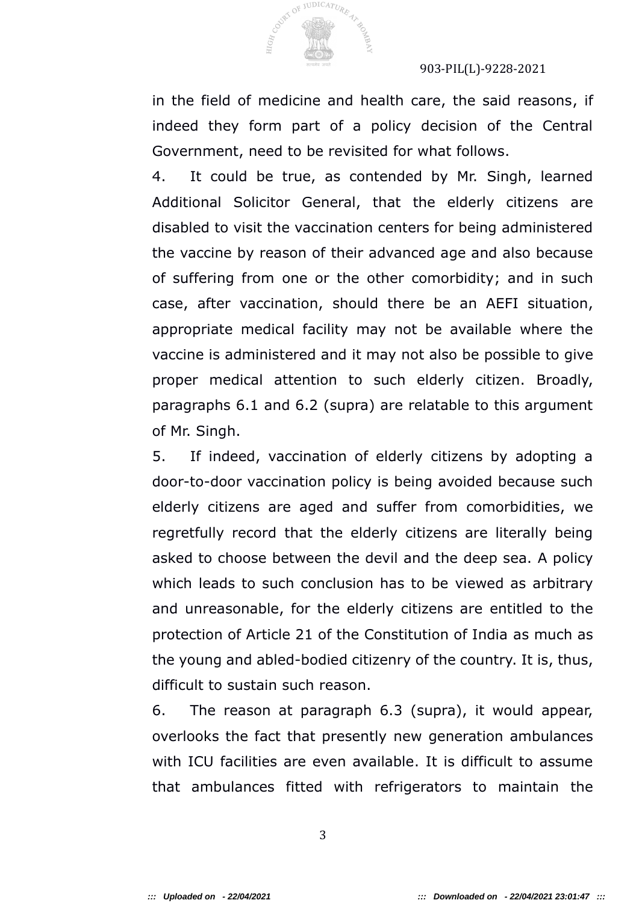in the field of medicine and health care, the said reasons, if indeed they form part of a policy decision of the Central Government, need to be revisited for what follows.

4. It could be true, as contended by Mr. Singh, learned Additional Solicitor General, that the elderly citizens are disabled to visit the vaccination centers for being administered the vaccine by reason of their advanced age and also because of suffering from one or the other comorbidity; and in such case, after vaccination, should there be an AEFI situation, appropriate medical facility may not be available where the vaccine is administered and it may not also be possible to give proper medical attention to such elderly citizen. Broadly, paragraphs 6.1 and 6.2 (supra) are relatable to this argument of Mr. Singh.

5. If indeed, vaccination of elderly citizens by adopting a door-to-door vaccination policy is being avoided because such elderly citizens are aged and suffer from comorbidities, we regretfully record that the elderly citizens are literally being asked to choose between the devil and the deep sea. A policy which leads to such conclusion has to be viewed as arbitrary and unreasonable, for the elderly citizens are entitled to the protection of Article 21 of the Constitution of India as much as the young and abled-bodied citizenry of the country. It is, thus, difficult to sustain such reason.

6. The reason at paragraph 6.3 (supra), it would appear, overlooks the fact that presently new generation ambulances with ICU facilities are even available. It is difficult to assume that ambulances fitted with refrigerators to maintain the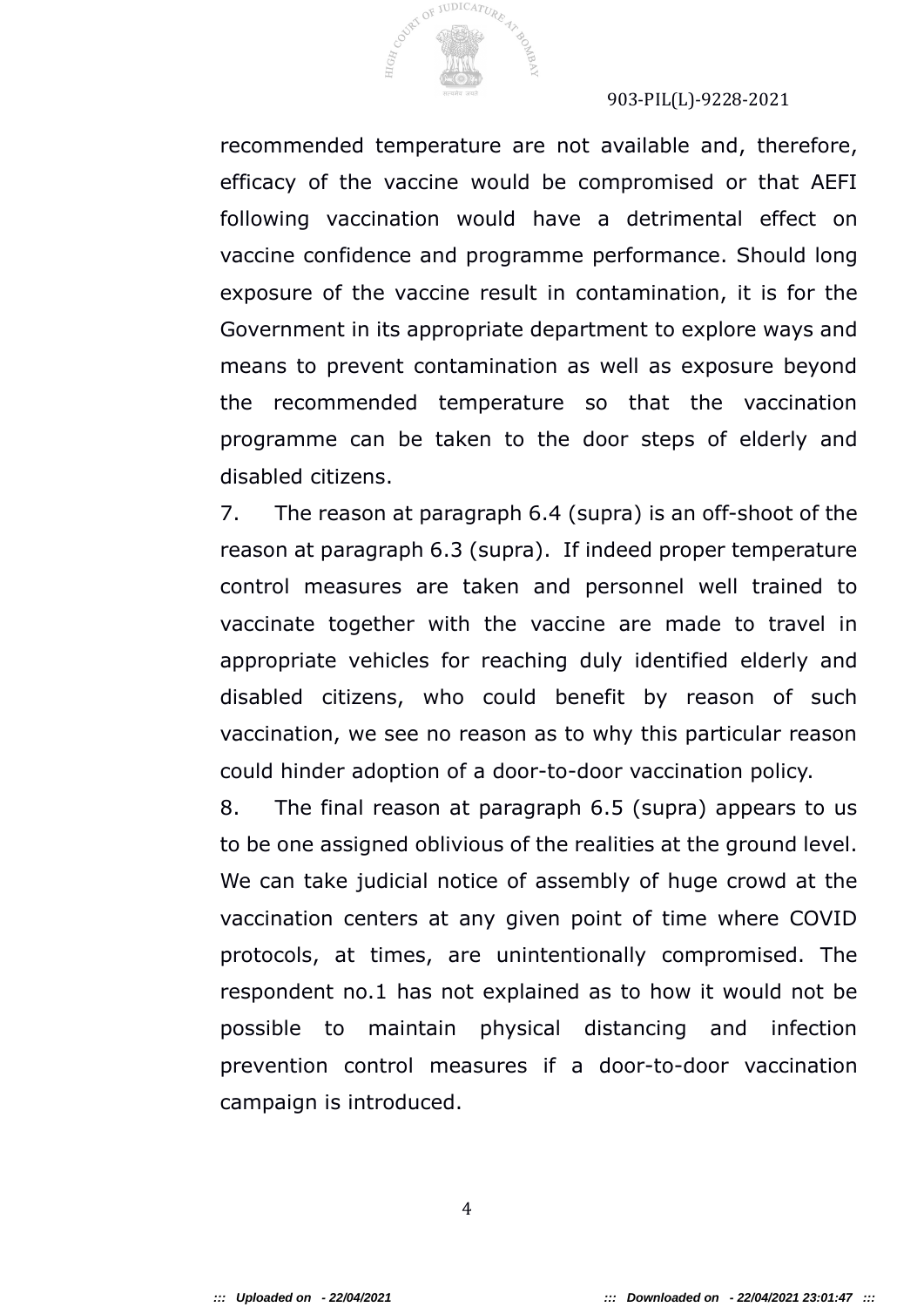recommended temperature are not available and, therefore, efficacy of the vaccine would be compromised or that AEFI following vaccination would have a detrimental effect on vaccine confidence and programme performance. Should long exposure of the vaccine result in contamination, it is for the Government in its appropriate department to explore ways and means to prevent contamination as well as exposure beyond the recommended temperature so that the vaccination programme can be taken to the door steps of elderly and disabled citizens.

7. The reason at paragraph 6.4 (supra) is an off-shoot of the reason at paragraph 6.3 (supra). If indeed proper temperature control measures are taken and personnel well trained to vaccinate together with the vaccine are made to travel in appropriate vehicles for reaching duly identified elderly and disabled citizens, who could benefit by reason of such vaccination, we see no reason as to why this particular reason could hinder adoption of a door-to-door vaccination policy.

8. The final reason at paragraph 6.5 (supra) appears to us to be one assigned oblivious of the realities at the ground level. We can take judicial notice of assembly of huge crowd at the vaccination centers at any given point of time where COVID protocols, at times, are unintentionally compromised. The respondent no.1 has not explained as to how it would not be possible to maintain physical distancing and infection prevention control measures if a door-to-door vaccination campaign is introduced.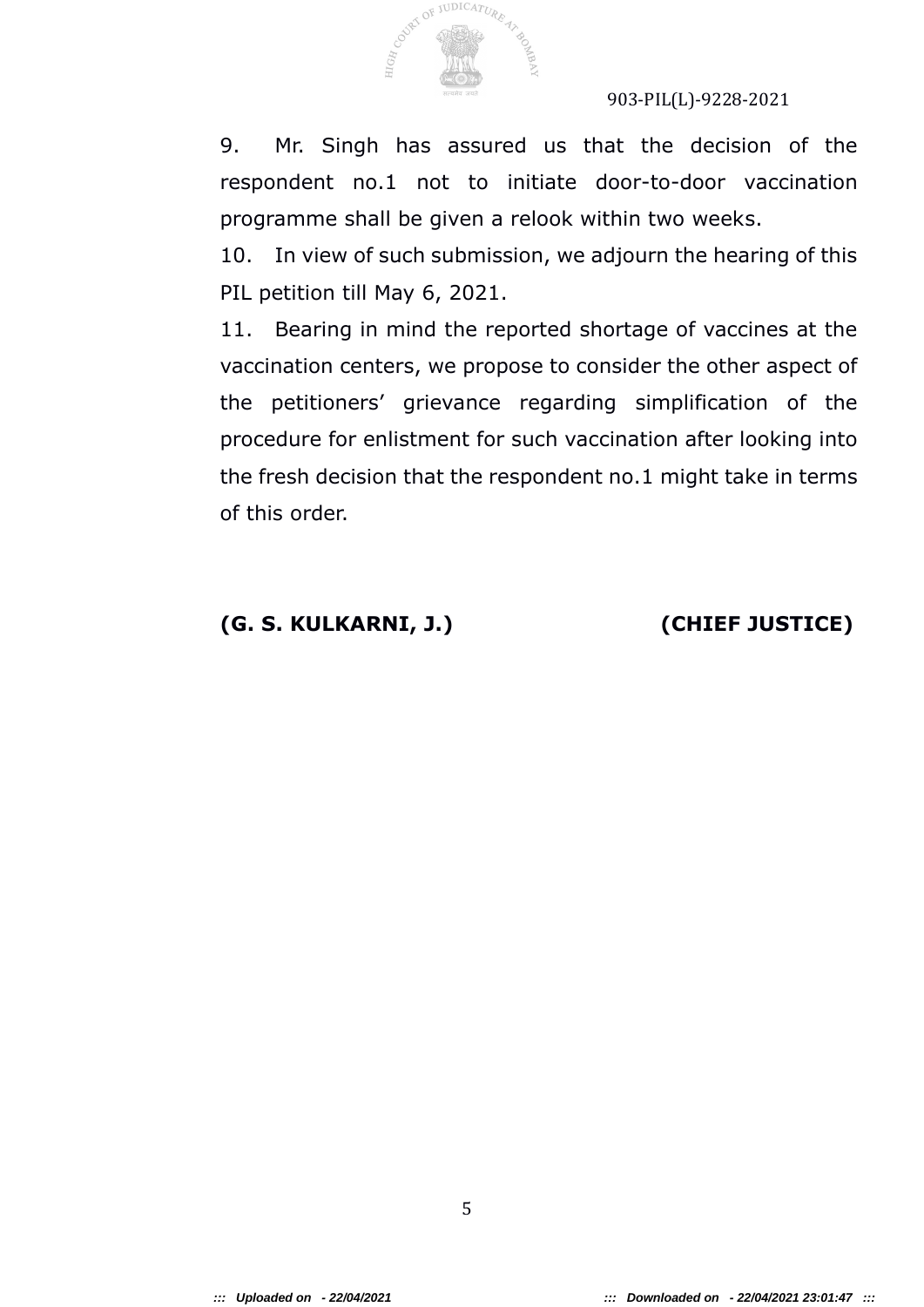9. Mr. Singh has assured us that the decision of the respondent no.1 not to initiate door-to-door vaccination programme shall be given a relook within two weeks.

10. In view of such submission, we adjourn the hearing of this PIL petition till May 6, 2021.

11. Bearing in mind the reported shortage of vaccines at the vaccination centers, we propose to consider the other aspect of the petitioners' grievance regarding simplification of the procedure for enlistment for such vaccination after looking into the fresh decision that the respondent no.1 might take in terms of this order.

**(G. S. KULKARNI, J.)** **(CHIEF JUSTICE)**